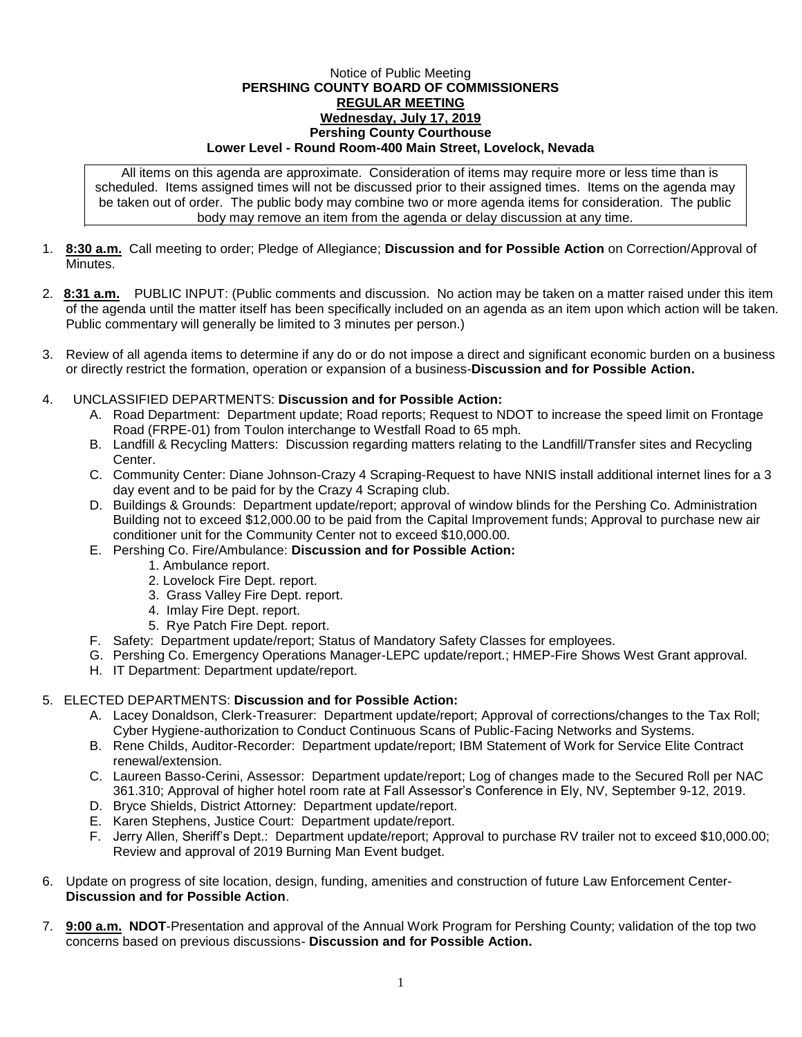Notice of Public Meeting

**PERSHING COUNTY BOARD OF COMMISSIONERS**

**REGULAR MEETING**

**Wednesday, July 17, 2019**

**Pershing County Courthouse**

**Lower Level - Round Room-400 Main Street, Lovelock, Nevada**

All items on this agenda are approximate. Consideration of items may require more or less time than is scheduled. Items assigned times will not be discussed prior to their assigned times. Items on the agenda may be taken out of order. The public body may combine two or more agenda items for consideration. The public body may remove an item from the agenda or delay discussion at any time.

1. **8:30 a.m.** Call meeting to order; Pledge of Allegiance; **Discussion and for Possible Action** on Correction/Approval of Minutes.

2. **8:31 a.m.** PUBLIC INPUT: (Public comments and discussion. No action may be taken on a matter raised under this item of the agenda until the matter itself has been specifically included on an agenda as an item upon which action will be taken. Public commentary will generally be limited to 3 minutes per person.)

3. Review of all agenda items to determine if any do or do not impose a direct and significant economic burden on a business or directly restrict the formation, operation or expansion of a business-**Discussion and for Possible Action.**

4. UNCLASSIFIED DEPARTMENTS: **Discussion and for Possible Action:**
   - A. Road Department: Department update; Road reports; Request to NDOT to increase the speed limit on Frontage Road (FRPE-01) from Toulon interchange to Westfall Road to 65 mph.
   - B. Landfill & Recycling Matters: Discussion regarding matters relating to the Landfill/Transfer sites and Recycling Center.
   - C. Community Center: Diane Johnson-Crazy 4 Scraping-Request to have NNIS install additional internet lines for a 3 day event and to be paid for by the Crazy 4 Scraping club.
   - D. Buildings & Grounds: Department update/report; approval of window blinds for the Pershing Co. Administration Building not to exceed $12,000.00 to be paid from the Capital Improvement funds; Approval to purchase new air conditioner unit for the Community Center not to exceed $10,000.00.
   - E. Pershing Co. Fire/Ambulance: **Discussion and for Possible Action:**
     1. Ambulance report.
     2. Lovelock Fire Dept. report.
     3. Grass Valley Fire Dept. report.
     4. Imlay Fire Dept. report.
     5. Rye Patch Fire Dept. report.
   - F. Safety: Department update/report; Status of Mandatory Safety Classes for employees.
   - G. Pershing Co. Emergency Operations Manager-LEPC update/report.; HMEP-Fire Shows West Grant approval.
   - H. IT Department: Department update/report.

5. ELECTED DEPARTMENTS: **Discussion and for Possible Action:**
   - A. Lacey Donaldson, Clerk-Treasurer: Department update/report; Approval of corrections/changes to the Tax Roll; Cyber Hygiene-authorization to Conduct Continuous Scans of Public-Facing Networks and Systems.
   - B. Rene Childs, Auditor-Recorder: Department update/report; IBM Statement of Work for Service Elite Contract renewal/extension.
   - C. Laureen Basso-Cerini, Assessor: Department update/report; Log of changes made to the Secured Roll per NAC 361.310; Approval of higher hotel room rate at Fall Assessor's Conference in Ely, NV, September 9-12, 2019.
   - D. Bryce Shields, District Attorney: Department update/report.
   - E. Karen Stephens, Justice Court: Department update/report.
   - F. Jerry Allen, Sheriff's Dept.: Department update/report; Approval to purchase RV trailer not to exceed $10,000.00; Review and approval of 2019 Burning Man Event budget.

6. Update on progress of site location, design, funding, amenities and construction of future Law Enforcement Center-**Discussion and for Possible Action**.

7. **9:00 a.m. NDOT**-Presentation and approval of the Annual Work Program for Pershing County; validation of the top two concerns based on previous discussions- **Discussion and for Possible Action.**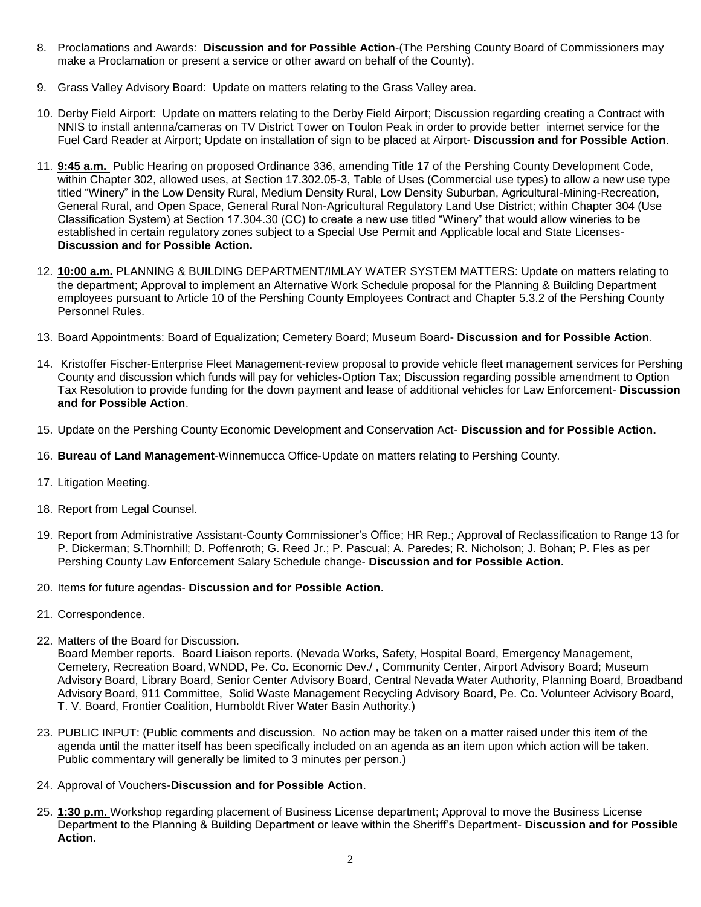8. Proclamations and Awards: **Discussion and for Possible Action**-(The Pershing County Board of Commissioners may make a Proclamation or present a service or other award on behalf of the County).

9. Grass Valley Advisory Board: Update on matters relating to the Grass Valley area.

10. Derby Field Airport: Update on matters relating to the Derby Field Airport; Discussion regarding creating a Contract with NNIS to install antenna/cameras on TV District Tower on Toulon Peak in order to provide better internet service for the Fuel Card Reader at Airport; Update on installation of sign to be placed at Airport- **Discussion and for Possible Action**.

11. **9:45 a.m.** Public Hearing on proposed Ordinance 336, amending Title 17 of the Pershing County Development Code, within Chapter 302, allowed uses, at Section 17.302.05-3, Table of Uses (Commercial use types) to allow a new use type titled "Winery" in the Low Density Rural, Medium Density Rural, Low Density Suburban, Agricultural-Mining-Recreation, General Rural, and Open Space, General Rural Non-Agricultural Regulatory Land Use District; within Chapter 304 (Use Classification System) at Section 17.304.30 (CC) to create a new use titled "Winery" that would allow wineries to be established in certain regulatory zones subject to a Special Use Permit and Applicable local and State Licenses- **Discussion and for Possible Action.**

12. **10:00 a.m.** PLANNING & BUILDING DEPARTMENT/IMLAY WATER SYSTEM MATTERS: Update on matters relating to the department; Approval to implement an Alternative Work Schedule proposal for the Planning & Building Department employees pursuant to Article 10 of the Pershing County Employees Contract and Chapter 5.3.2 of the Pershing County Personnel Rules.

13. Board Appointments: Board of Equalization; Cemetery Board; Museum Board- **Discussion and for Possible Action**.

14. Kristoffer Fischer-Enterprise Fleet Management-review proposal to provide vehicle fleet management services for Pershing County and discussion which funds will pay for vehicles-Option Tax; Discussion regarding possible amendment to Option Tax Resolution to provide funding for the down payment and lease of additional vehicles for Law Enforcement- **Discussion and for Possible Action**.

15. Update on the Pershing County Economic Development and Conservation Act- **Discussion and for Possible Action.**

16. **Bureau of Land Management**-Winnemucca Office-Update on matters relating to Pershing County.

17. Litigation Meeting.

18. Report from Legal Counsel.

19. Report from Administrative Assistant-County Commissioner's Office; HR Rep.; Approval of Reclassification to Range 13 for P. Dickerman; S.Thornhill; D. Poffenroth; G. Reed Jr.; P. Pascual; A. Paredes; R. Nicholson; J. Bohan; P. Fles as per Pershing County Law Enforcement Salary Schedule change- **Discussion and for Possible Action.**

20. Items for future agendas- **Discussion and for Possible Action.**

21. Correspondence.

22. Matters of the Board for Discussion.
    Board Member reports. Board Liaison reports. (Nevada Works, Safety, Hospital Board, Emergency Management, Cemetery, Recreation Board, WNDD, Pe. Co. Economic Dev./ , Community Center, Airport Advisory Board; Museum Advisory Board, Library Board, Senior Center Advisory Board, Central Nevada Water Authority, Planning Board, Broadband Advisory Board, 911 Committee, Solid Waste Management Recycling Advisory Board, Pe. Co. Volunteer Advisory Board, T. V. Board, Frontier Coalition, Humboldt River Water Basin Authority.)

23. PUBLIC INPUT: (Public comments and discussion. No action may be taken on a matter raised under this item of the agenda until the matter itself has been specifically included on an agenda as an item upon which action will be taken. Public commentary will generally be limited to 3 minutes per person.)

24. Approval of Vouchers-**Discussion and for Possible Action**.

25. **1:30 p.m.** Workshop regarding placement of Business License department; Approval to move the Business License Department to the Planning & Building Department or leave within the Sheriff's Department- **Discussion and for Possible Action**.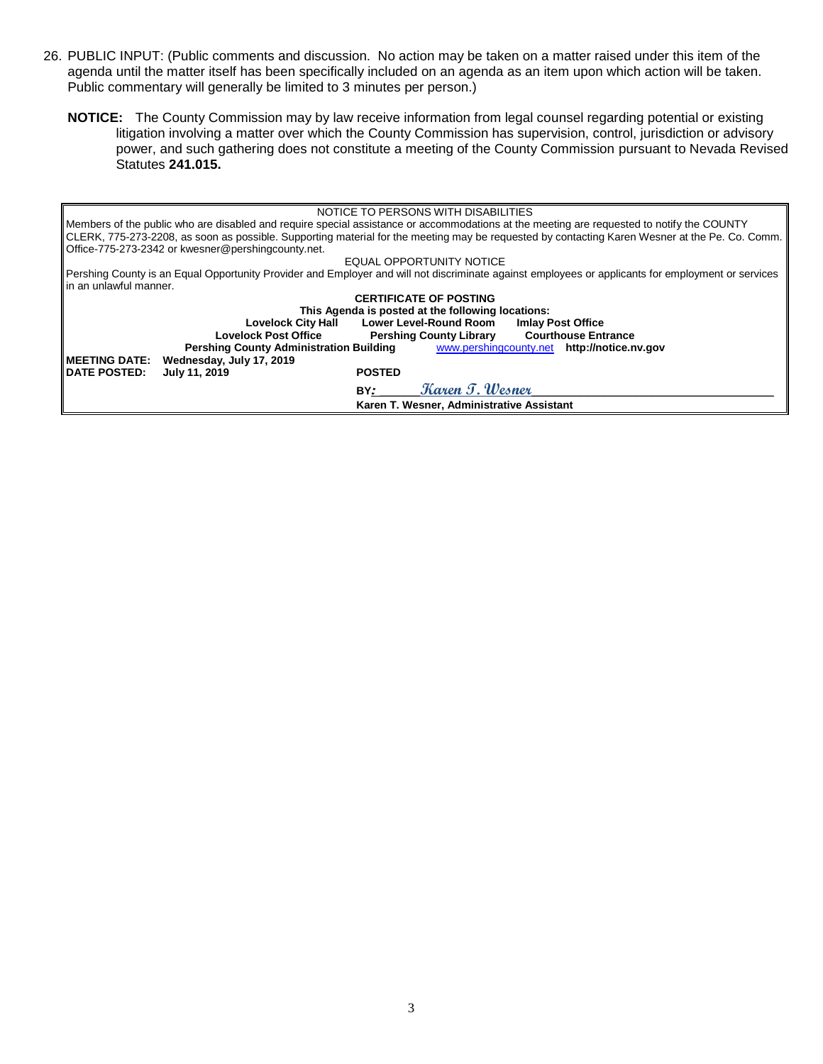26. PUBLIC INPUT: (Public comments and discussion. No action may be taken on a matter raised under this item of the agenda until the matter itself has been specifically included on an agenda as an item upon which action will be taken. Public commentary will generally be limited to 3 minutes per person.)

**NOTICE:** The County Commission may by law receive information from legal counsel regarding potential or existing litigation involving a matter over which the County Commission has supervision, control, jurisdiction or advisory power, and such gathering does not constitute a meeting of the County Commission pursuant to Nevada Revised Statutes **241.015.**

NOTICE TO PERSONS WITH DISABILITIES

Members of the public who are disabled and require special assistance or accommodations at the meeting are requested to notify the COUNTY CLERK, 775-273-2208, as soon as possible. Supporting material for the meeting may be requested by contacting Karen Wesner at the Pe. Co. Comm. Office-775-273-2342 or kwesner@pershingcounty.net.

EQUAL OPPORTUNITY NOTICE

Pershing County is an Equal Opportunity Provider and Employer and will not discriminate against employees or applicants for employment or services in an unlawful manner.

**CERTIFICATE OF POSTING**

**This Agenda is posted at the following locations:**

**Lovelock City Hall Lower Level-Round Room Imlay Post Office**
**Lovelock Post Office Pershing County Library Courthouse Entrance**
**Pershing County Administration Building** www.pershingcounty.net **http://notice.nv.gov**

**MEETING DATE: Wednesday, July 17, 2019**
**DATE POSTED: July 11, 2019** **POSTED**

**BY:** *Karen T. Wesner*

**Karen T. Wesner, Administrative Assistant**